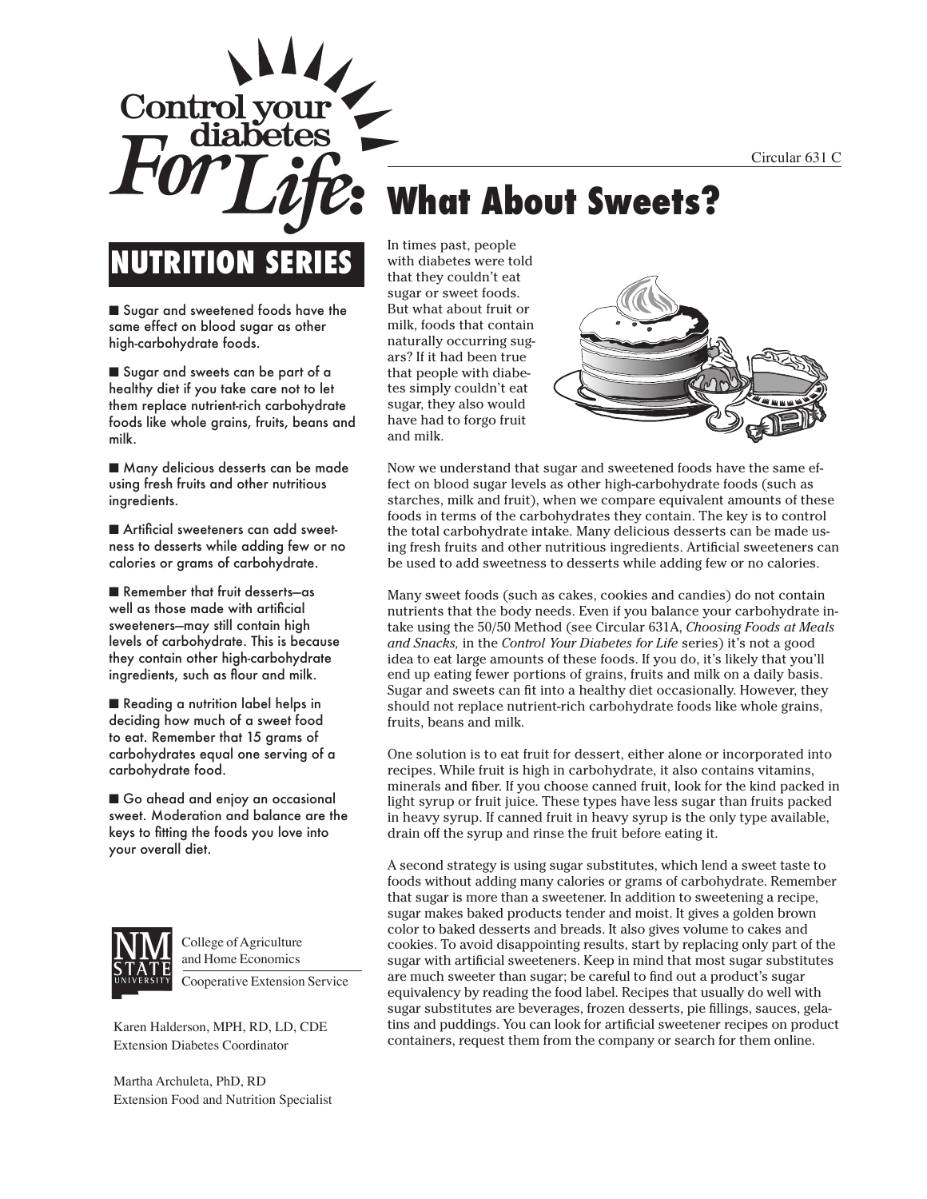Circular 631 C

# Control your diabetes For Life: What About Sweets?

## NUTRITION SERIES

- Sugar and sweetened foods have the same effect on blood sugar as other high-carbohydrate foods.
- Sugar and sweets can be part of a healthy diet if you take care not to let them replace nutrient-rich carbohydrate foods like whole grains, fruits, beans and milk.
- Many delicious desserts can be made using fresh fruits and other nutritious ingredients.
- Artificial sweeteners can add sweetness to desserts while adding few or no calories or grams of carbohydrate.
- Remember that fruit desserts—as well as those made with artificial sweeteners—may still contain high levels of carbohydrate. This is because they contain other high-carbohydrate ingredients, such as flour and milk.
- Reading a nutrition label helps in deciding how much of a sweet food to eat. Remember that 15 grams of carbohydrates equal one serving of a carbohydrate food.
- Go ahead and enjoy an occasional sweet. Moderation and balance are the keys to fitting the foods you love into your overall diet.

College of Agriculture and Home Economics
Cooperative Extension Service

Karen Halderson, MPH, RD, LD, CDE
Extension Diabetes Coordinator

Martha Archuleta, PhD, RD
Extension Food and Nutrition Specialist

In times past, people with diabetes were told that they couldn't eat sugar or sweet foods. But what about fruit or milk, foods that contain naturally occurring sugars? If it had been true that people with diabetes simply couldn't eat sugar, they also would have had to forgo fruit and milk.

Now we understand that sugar and sweetened foods have the same effect on blood sugar levels as other high-carbohydrate foods (such as starches, milk and fruit), when we compare equivalent amounts of these foods in terms of the carbohydrates they contain. The key is to control the total carbohydrate intake. Many delicious desserts can be made using fresh fruits and other nutritious ingredients. Artificial sweeteners can be used to add sweetness to desserts while adding few or no calories.

Many sweet foods (such as cakes, cookies and candies) do not contain nutrients that the body needs. Even if you balance your carbohydrate intake using the 50/50 Method (see Circular 631A, *Choosing Foods at Meals and Snacks,* in the *Control Your Diabetes for Life* series) it's not a good idea to eat large amounts of these foods. If you do, it's likely that you'll end up eating fewer portions of grains, fruits and milk on a daily basis. Sugar and sweets can fit into a healthy diet occasionally. However, they should not replace nutrient-rich carbohydrate foods like whole grains, fruits, beans and milk.

One solution is to eat fruit for dessert, either alone or incorporated into recipes. While fruit is high in carbohydrate, it also contains vitamins, minerals and fiber. If you choose canned fruit, look for the kind packed in light syrup or fruit juice. These types have less sugar than fruits packed in heavy syrup. If canned fruit in heavy syrup is the only type available, drain off the syrup and rinse the fruit before eating it.

A second strategy is using sugar substitutes, which lend a sweet taste to foods without adding many calories or grams of carbohydrate. Remember that sugar is more than a sweetener. In addition to sweetening a recipe, sugar makes baked products tender and moist. It gives a golden brown color to baked desserts and breads. It also gives volume to cakes and cookies. To avoid disappointing results, start by replacing only part of the sugar with artificial sweeteners. Keep in mind that most sugar substitutes are much sweeter than sugar; be careful to find out a product's sugar equivalency by reading the food label. Recipes that usually do well with sugar substitutes are beverages, frozen desserts, pie fillings, sauces, gelatins and puddings. You can look for artificial sweetener recipes on product containers, request them from the company or search for them online.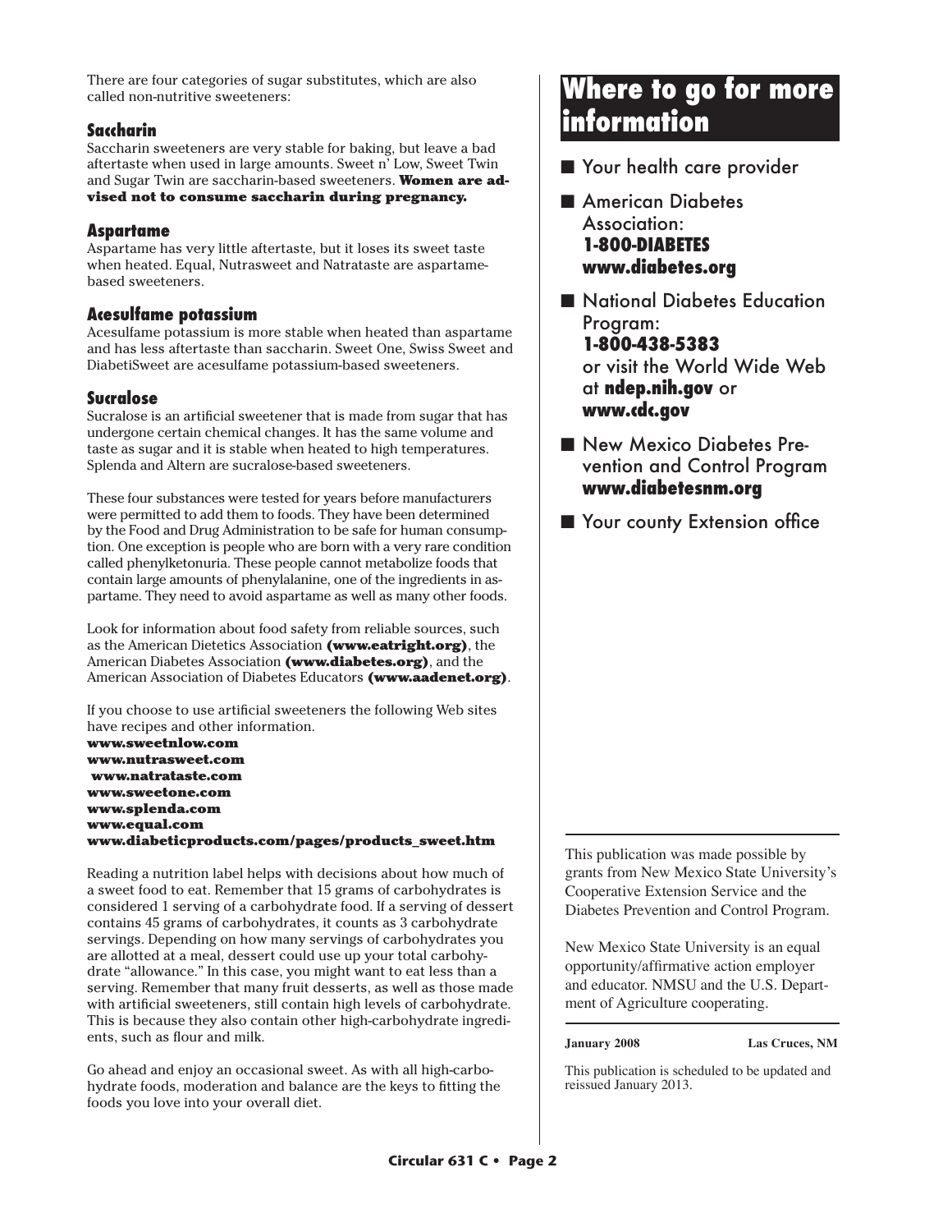There are four categories of sugar substitutes, which are also called non-nutritive sweeteners:

### Saccharin

Saccharin sweeteners are very stable for baking, but leave a bad aftertaste when used in large amounts. Sweet n' Low, Sweet Twin and Sugar Twin are saccharin-based sweeteners. **Women are advised not to consume saccharin during pregnancy.**

### Aspartame

Aspartame has very little aftertaste, but it loses its sweet taste when heated. Equal, Nutrasweet and Natrataste are aspartame-based sweeteners.

### Acesulfame potassium

Acesulfame potassium is more stable when heated than aspartame and has less aftertaste than saccharin. Sweet One, Swiss Sweet and DiabetiSweet are acesulfame potassium-based sweeteners.

### Sucralose

Sucralose is an artificial sweetener that is made from sugar that has undergone certain chemical changes. It has the same volume and taste as sugar and it is stable when heated to high temperatures. Splenda and Altern are sucralose-based sweeteners.

These four substances were tested for years before manufacturers were permitted to add them to foods. They have been determined by the Food and Drug Administration to be safe for human consumption. One exception is people who are born with a very rare condition called phenylketonuria. These people cannot metabolize foods that contain large amounts of phenylalanine, one of the ingredients in aspartame. They need to avoid aspartame as well as many other foods.

Look for information about food safety from reliable sources, such as the American Dietetics Association **(www.eatright.org)**, the American Diabetes Association **(www.diabetes.org)**, and the American Association of Diabetes Educators **(www.aadenet.org)**.

If you choose to use artificial sweeteners the following Web sites have recipes and other information.

**www.sweetnlow.com**
**www.nutrasweet.com**
**www.natrataste.com**
**www.sweetone.com**
**www.splenda.com**
**www.equal.com**
**www.diabeticproducts.com/pages/products_sweet.htm**

Reading a nutrition label helps with decisions about how much of a sweet food to eat. Remember that 15 grams of carbohydrates is considered 1 serving of a carbohydrate food. If a serving of dessert contains 45 grams of carbohydrates, it counts as 3 carbohydrate servings. Depending on how many servings of carbohydrates you are allotted at a meal, dessert could use up your total carbohydrate "allowance." In this case, you might want to eat less than a serving. Remember that many fruit desserts, as well as those made with artificial sweeteners, still contain high levels of carbohydrate. This is because they also contain other high-carbohydrate ingredients, such as flour and milk.

Go ahead and enjoy an occasional sweet. As with all high-carbohydrate foods, moderation and balance are the keys to fitting the foods you love into your overall diet.

## Where to go for more information

- Your health care provider
- American Diabetes Association: **1-800-DIABETES** **www.diabetes.org**
- National Diabetes Education Program: **1-800-438-5383** or visit the World Wide Web at **ndep.nih.gov** or **www.cdc.gov**
- New Mexico Diabetes Prevention and Control Program **www.diabetesnm.org**
- Your county Extension office

This publication was made possible by grants from New Mexico State University's Cooperative Extension Service and the Diabetes Prevention and Control Program.

New Mexico State University is an equal opportunity/affirmative action employer and educator. NMSU and the U.S. Department of Agriculture cooperating.

**January 2008** **Las Cruces, NM**

This publication is scheduled to be updated and reissued January 2013.